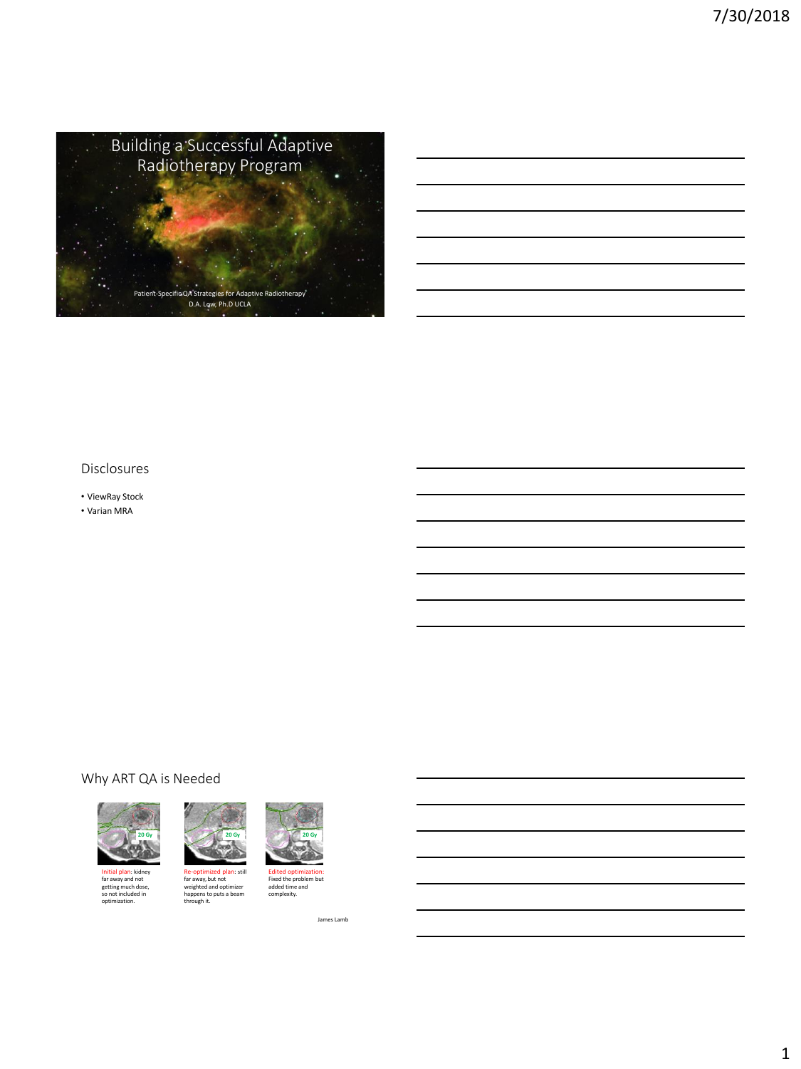# Building a Successful Adaptive Radiotherapy Program

Patient-Specific QA Strategies for Adaptive Radiotherapy
D.A. Low, Ph.D UCLA

## Disclosures

- ViewRay Stock
- Varian MRA

## Why ART QA is Needed

20 Gy

Initial plan: kidney far away and not getting much dose, so not included in optimization.

20 Gy

Re-optimized plan: still far away, but not weighted and optimizer happens to puts a beam through it.

20 Gy

Edited optimization: Fixed the problem but added time and complexity.

James Lamb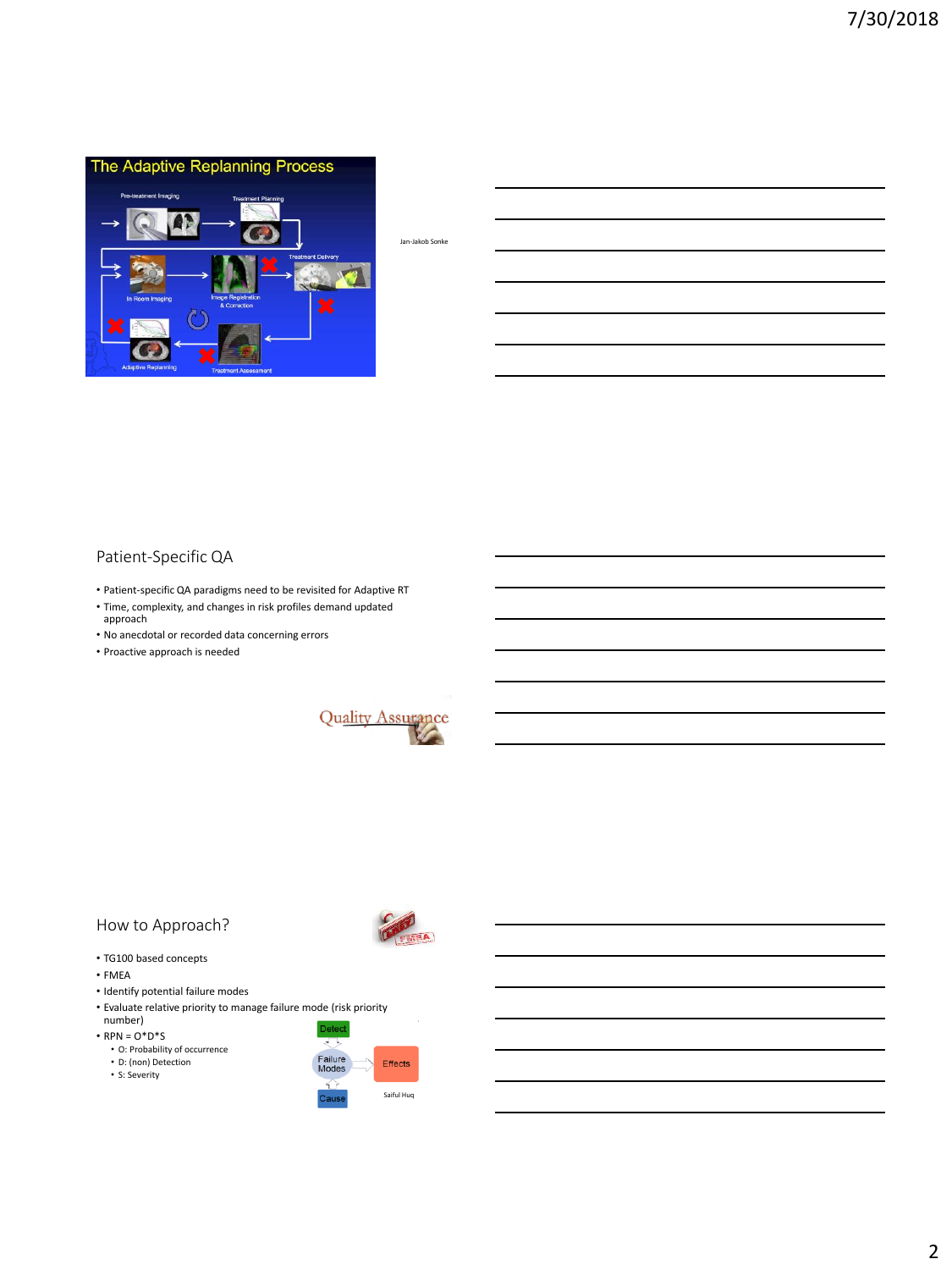## The Adaptive Replanning Process

Pre-treatment Imaging

Treatment Planning

Treatment Delivery

In Room Imaging

Image Registration & Correction

Adaptive Replanning

Treatment Assessment

Jan-Jakob Sonke

## Patient-Specific QA

- Patient-specific QA paradigms need to be revisited for Adaptive RT
- Time, complexity, and changes in risk profiles demand updated approach
- No anecdotal or recorded data concerning errors
- Proactive approach is needed

Quality Assurance

## How to Approach?

- TG100 based concepts
- FMEA
- Identify potential failure modes
- Evaluate relative priority to manage failure mode (risk priority number)
- RPN = O*D*S
  - O: Probability of occurrence
  - D: (non) Detection
  - S: Severity

Detect

Failure Modes

Effects

Cause

Saiful Huq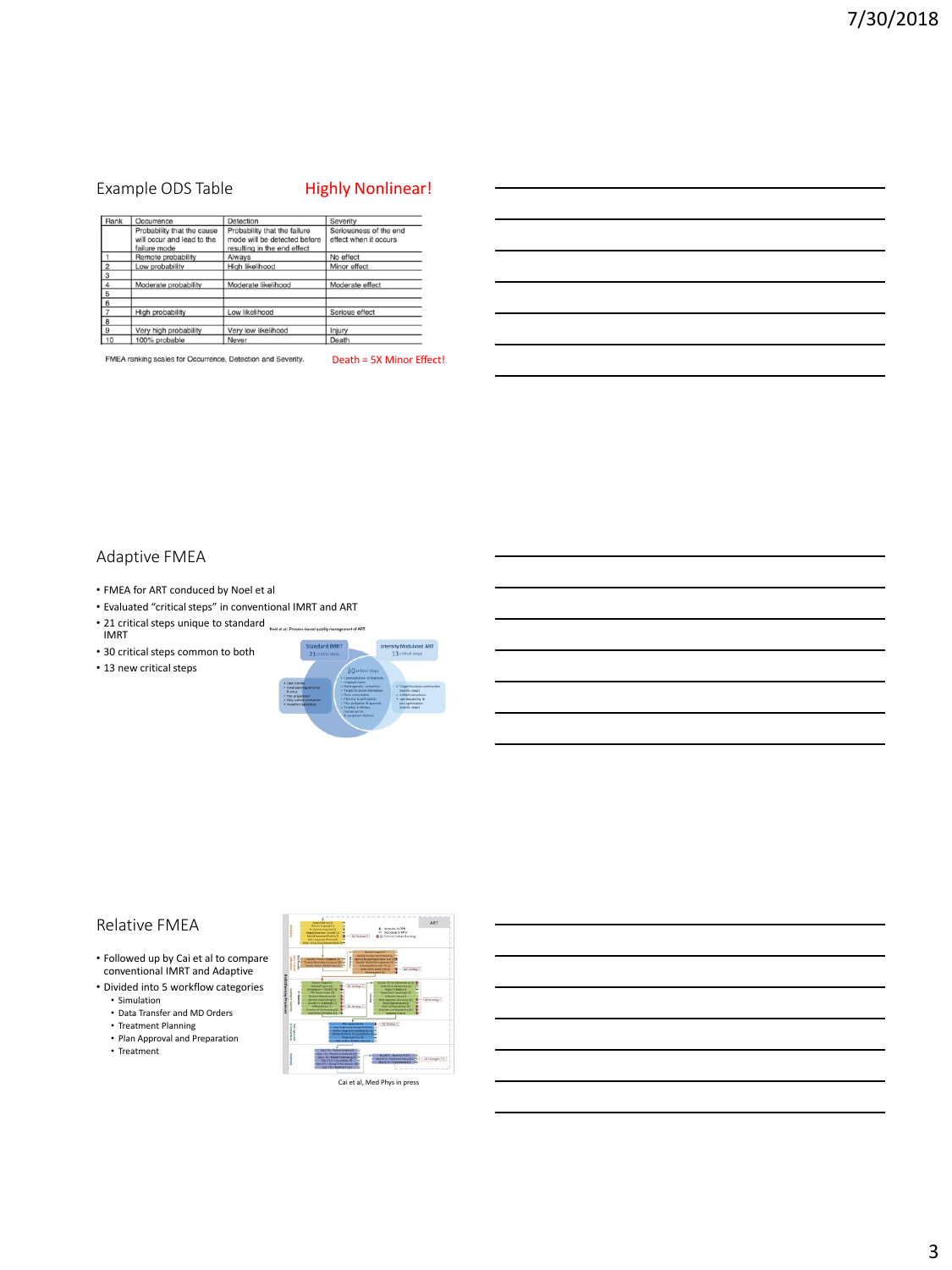## Example ODS Table

Highly Nonlinear!

| Rank | Occurrence | Detection | Severity |
|---|---|---|---|
| | Probability that the cause will occur and lead to the failure mode | Probability that the failure mode will be detected before resulting in the end effect | Seriousness of the end effect when it occurs |
| 1 | Remote probability | Always | No effect |
| 2 | Low probability | High likelihood | Minor effect |
| 3 | | | |
| 4 | Moderate probability | Moderate likelihood | Moderate effect |
| 5 | | | |
| 6 | | | |
| 7 | High probability | Low likelihood | Serious effect |
| 8 | | | |
| 9 | Very high probability | Very low likelihood | Injury |
| 10 | 100% probable | Never | Death |

FMEA ranking scales for Occurrence, Detection and Severity.

Death = 5X Minor Effect!

## Adaptive FMEA

- FMEA for ART conducted by Noel et al
- Evaluated "critical steps" in conventional IMRT and ART
- 21 critical steps unique to standard IMRT
- 30 critical steps common to both
- 13 new critical steps

## Relative FMEA

- Followed up by Cai et al to compare conventional IMRT and Adaptive
- Divided into 5 workflow categories
  - Simulation
  - Data Transfer and MD Orders
  - Treatment Planning
  - Plan Approval and Preparation
  - Treatment

Cai et al, Med Phys in press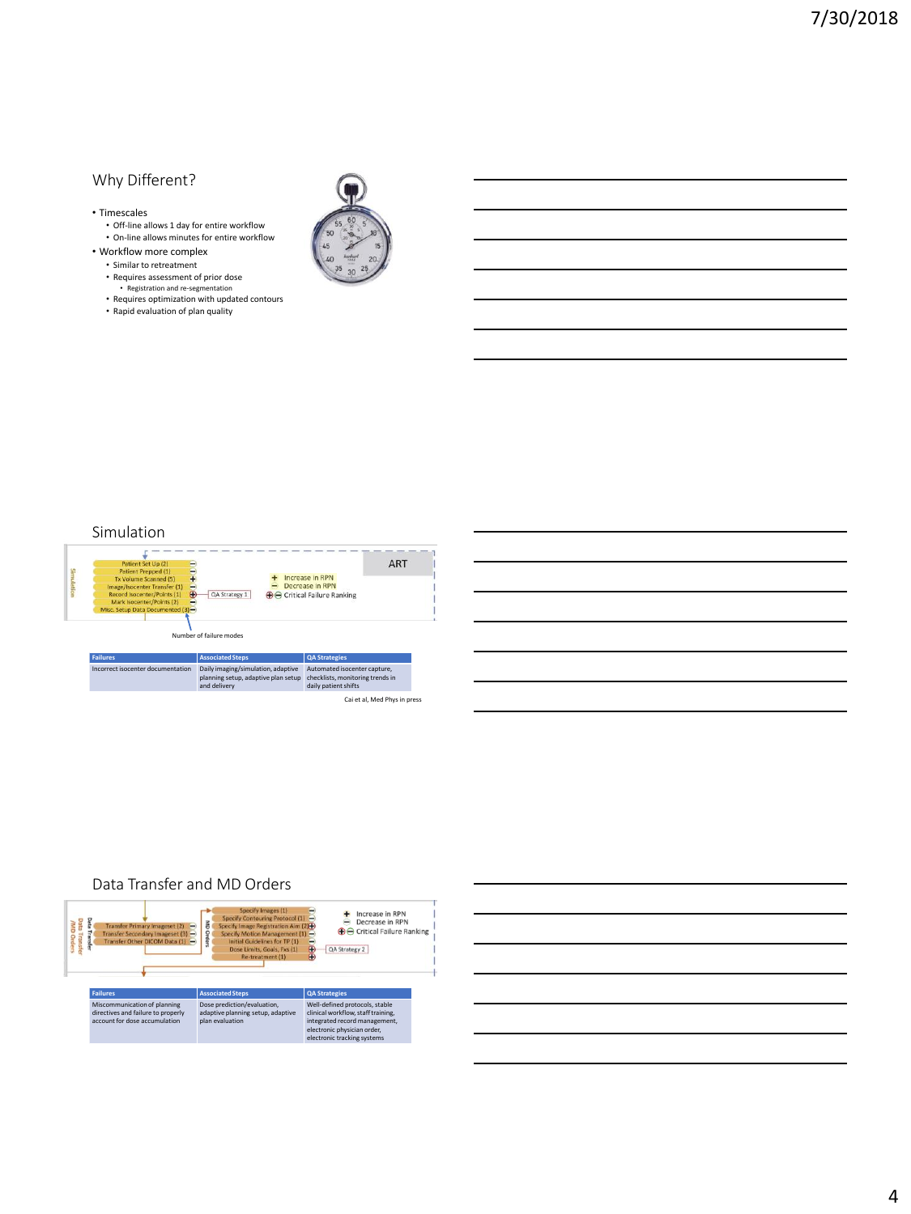## Why Different?

- Timescales
  - Off-line allows 1 day for entire workflow
  - On-line allows minutes for entire workflow
- Workflow more complex
  - Similar to retreatment
  - Requires assessment of prior dose
    - Registration and re-segmentation
  - Requires optimization with updated contours
  - Rapid evaluation of plan quality

## Simulation

Simulation

- Patient Set Up (2)
- Patient Prepped (1)
- Tx Volume Scanned (5)
- Image/Isocenter Transfer (1)
- Record Isocenter/Points (1)
- Mark Isocenter/Points (2)
- Misc. Setup Data Documented (3)

QA Strategy 1

ART

+ Increase in RPN
− Decrease in RPN
⊕⊖ Critical Failure Ranking

Number of failure modes

| Failures | Associated Steps | QA Strategies |
|---|---|---|
| Incorrect isocenter documentation | Daily imaging/simulation, adaptive planning setup, adaptive plan setup and delivery | Automated isocenter capture, checklists, monitoring trends in daily patient shifts |

Cai et al, Med Phys in press

## Data Transfer and MD Orders

Data Transfer /MD Orders

- Transfer Primary Imageset (2)
- Transfer Secondary Imageset (3)
- Transfer Other DICOM Data (1)

MD Orders

- Specify Images (1)
- Specify Contouring Protocol (1)
- Specify Image Registration Aim (3)
- Specify Motion Management (1)
- Initial Guidelines for TP (1)
- Dose Limits, Goals, Fxs (1)
- Re-treatment (1)

QA Strategy 2

+ Increase in RPN
− Decrease in RPN
⊕⊖ Critical Failure Ranking

| Failures | Associated Steps | QA Strategies |
|---|---|---|
| Miscommunication of planning directives and failure to properly account for dose accumulation | Dose prediction/evaluation, adaptive planning setup, adaptive plan evaluation | Well-defined protocols, stable clinical workflow, staff training, integrated record management, electronic physician order, electronic tracking systems |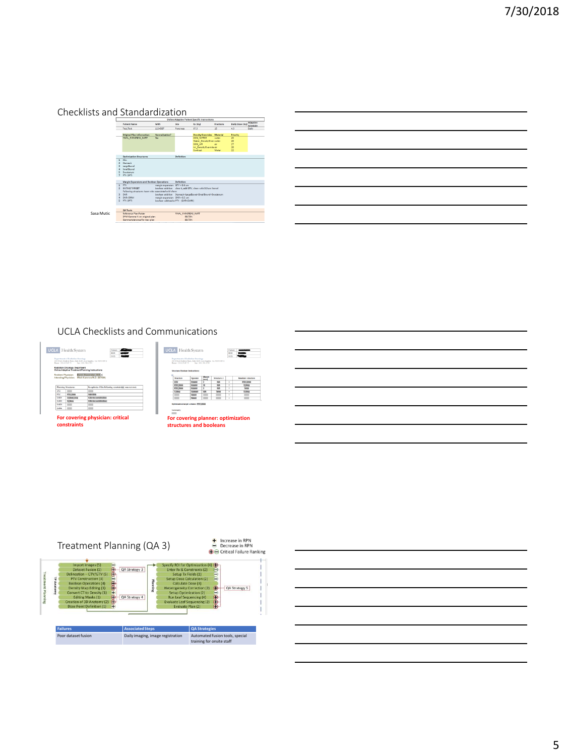## Checklists and Standardization

| Online Adaptive Patient Specific Instructions | | | | | | |
|---|---|---|---|---|---|---|
| Patient Name | MRN | Site | Rx (Gy) | Fractions | Daily Dose (Gy) | Adaptive Schedule |
| Test, Test | 1234567 | Pancreas | 37.5 | 15 | 4.5 | Daily |

| Original Plan Information | Normalization? | Density Overrides | Material | Priority |
|---|---|---|---|---|
| FINAL_PANCREAS_IMRT | No | 1934_*A*PTV | water | 25 |
| | | Water_DensityOverride | water | 24 |
| | | 1934_AIR | air | 27 |
| | | Air_DensityOverride | air | 20 |
| | | Contrast | Water | 22 |

| | Optimization Structures | Definition |
|---|---|---|
| 1 | Skin | |
| 2 | Stomach | |
| 3 | LargeBowel | |
| 4 | SmallBowel | |
| 5 | Duodenum | |
| 7 | PTV (NPT) | |

| | Margin Expansions and Boolean Operations | | Definition |
|---|---|---|---|
| 1 | PTV | margin expansion | GTV + 0.6 cm |
| 2 | EXTEND TARGET | boolean addition | clear it, add GTV, clear with 0.3 cm Kernel |
| | *Following structures have rules associated with them* | | |
| 3 | OAR | boolean addition | Stomach+LargeBowel+SmallBowel+Duodenum |
| 4 | OAR+3MM | margin expansion | OAR + 0.3 cm |
| 5 | PTV (NPT) | boolean subtraction | PTV - (OAR+3MM) |

| QA Tools | | |
|---|---|---|
| Reference Plan Folder | | FINAL_PANCREAS_IMRT |
| DPM Gamma % on original plan | | 99.73% |
| Gamma tolerance for new plan | | 83.73% |

Sasa Mutic

## UCLA Checklists and Communications

UCLA Health System

Radiation Oncology Department
Online Adaptive Treatment Planning Instructions

**For covering physician: critical constraints**

UCLA Health System

Structure Revision Instructions:

Optimization target volume: PTV_OPT

**For covering planner: optimization structures and booleans**

## Treatment Planning (QA 3)

- + Increase in RPN
- − Decrease in RPN
- ⊕⊖ Critical Failure Ranking

**TP Anatomy:**
- Import Images (5)
- Dataset Fusion (1)
- Delineation – CTV/GTV (5)
- PTV Construction (3)
- Boolean Operations (4)
- Density Map Editing (3)
- Convert CT to Density (1)
- Editing Masks (1)
- Creation of 3D Anatomy (2)
- Dose Point Definition (1)

QA Strategy 3

QA Strategy 4

**Planning:**
- Specify ROI for Optimization (4)
- Enter Rx & Constraints (2)
- Setup Tx Fields (1)
- Setup Dose Calculation (2)
- Calculate Dose (3)
- Heterogeneity Correction (3)
- Setup Optimization (2)
- Run Leaf Sequencing (4)
- Evaluate Leaf Sequencing (2)
- Evaluate Plan (2)

QA Strategy 5

| Failures | Associated Steps | QA Strategies |
|---|---|---|
| Poor dataset fusion | Daily imaging, image registration | Automated fusion tools, special training for onsite staff |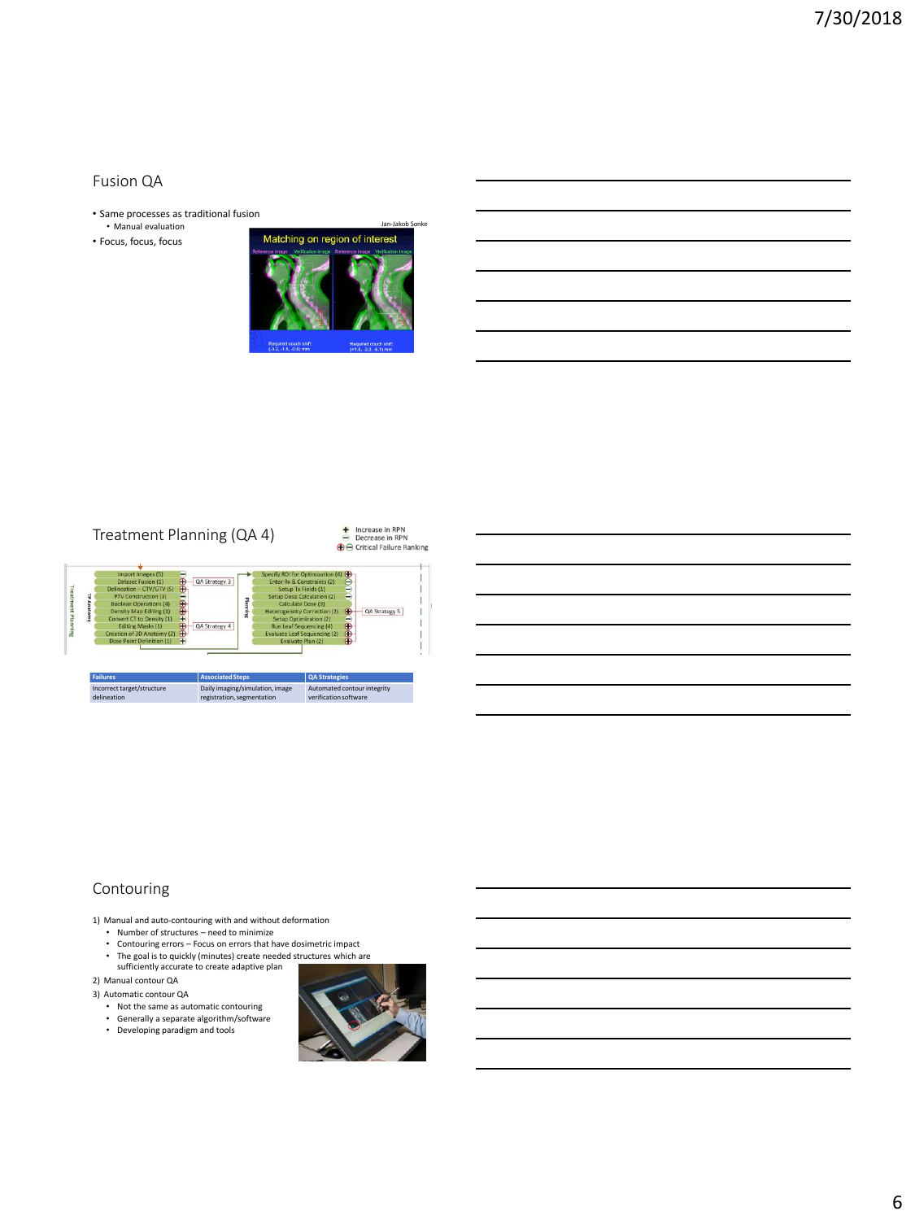## Fusion QA

- Same processes as traditional fusion
  - Manual evaluation
- Focus, focus, focus

Jan-Jakob Sonke

## Treatment Planning (QA 4)

| Failures | Associated Steps | QA Strategies |
|---|---|---|
| Incorrect target/structure delineation | Daily imaging/simulation, image registration, segmentation | Automated contour integrity verification software |

## Contouring

1) Manual and auto-contouring with and without deformation
   - Number of structures – need to minimize
   - Contouring errors – Focus on errors that have dosimetric impact
   - The goal is to quickly (minutes) create needed structures which are sufficiently accurate to create adaptive plan
2) Manual contour QA
3) Automatic contour QA
   - Not the same as automatic contouring
   - Generally a separate algorithm/software
   - Developing paradigm and tools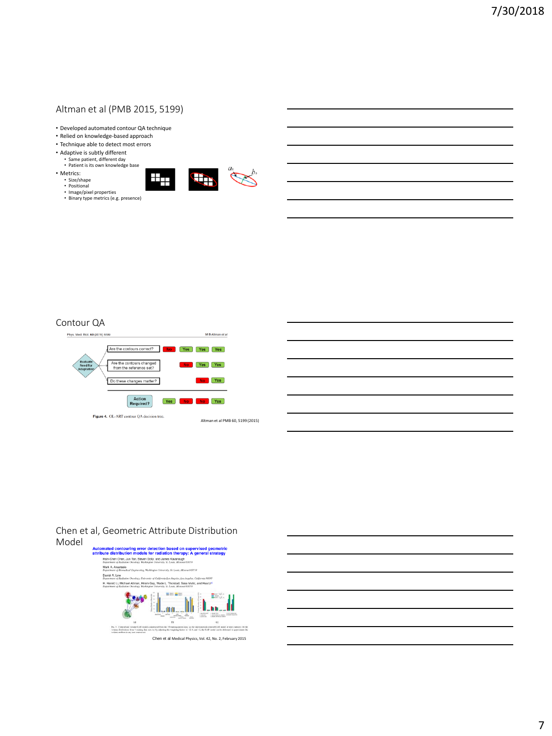## Altman et al (PMB 2015, 5199)

- Developed automated contour QA technique
- Relied on knowledge-based approach
- Technique able to detect most errors
- Adaptive is subtly different
  - Same patient, different day
  - Patient is its own knowledge base
- Metrics:
  - Size/shape
  - Positional
  - Image/pixel properties
  - Binary type metrics (e.g. presence)

## Contour QA

Phys. Med. Biol. 60 (2015) 5199 — M B Altman et al

| | | | | | |
|---|---|---|---|---|---|
| Are the contours correct? | No | Yes | Yes | Yes |
| Are the contours changed from the reference set? | | No | Yes | Yes |
| Do these changes matter? | | | No | Yes |
| Action Required? | Yes | No | No | Yes |

Evaluate Need for Adaptation

Figure 4. OL-ART contour QA decision tree.

Altman et al PMB 60, 5199 (2015)

## Chen et al, Geometric Attribute Distribution Model

**Automated contouring error detection based on supervised geometric attribute distribution models for radiation therapy: A general strategy**

Hsin-Chen Chen, Jun Tan, Steven Dolly, and James Kavanaugh
*Department of Radiation Oncology, Washington University, St. Louis, Missouri 63110*

Mark A. Anastasio
*Department of Biomedical Engineering, Washington University, St. Louis, Missouri 63130*

Daniel A. Low
*Department of Radiation Oncology, University of California Los Angeles, Los Angeles, California 90095*

H. Harold Li, Michael Altman, Hiram Gay, Wade L. Thorstad, Sasa Mutic, and Hua Li
*Department of Radiation Oncology, Washington University, St. Louis, Missouri 63110*

Chen et al Medical Physics, Vol. 42, No. 2, February 2015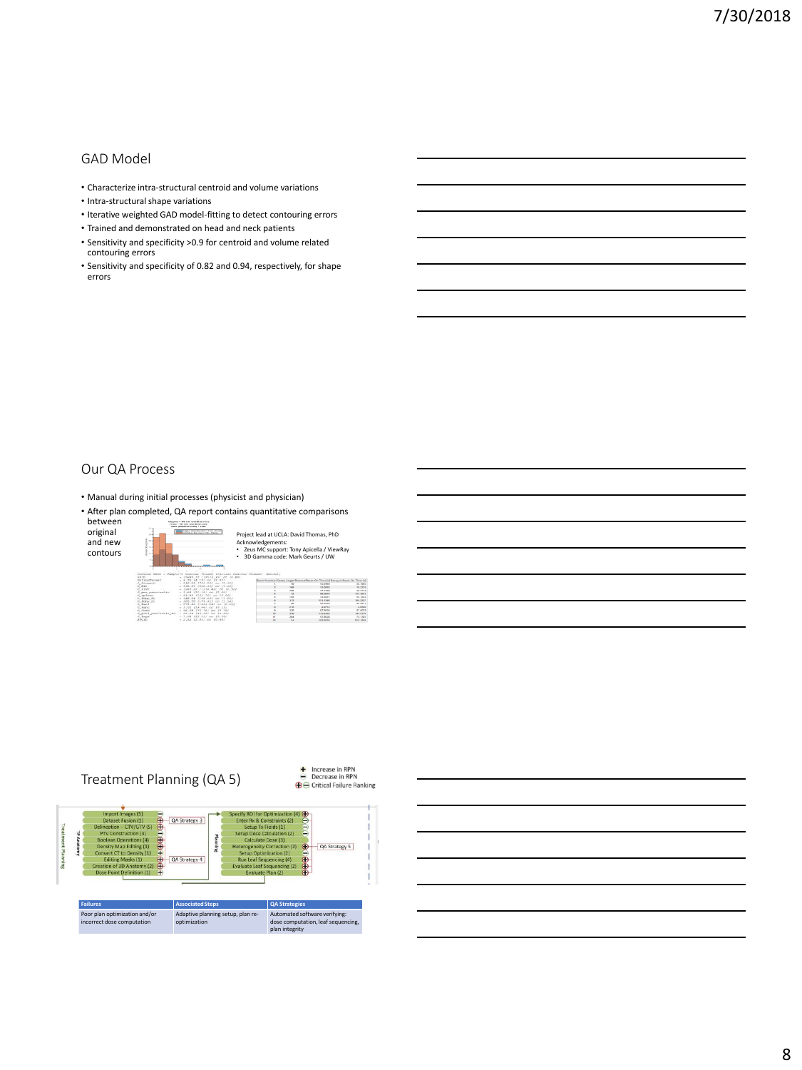## GAD Model

- Characterize intra-structural centroid and volume variations
- Intra-structural shape variations
- Iterative weighted GAD model-fitting to detect contouring errors
- Trained and demonstrated on head and neck patients
- Sensitivity and specificity >0.9 for centroid and volume related contouring errors
- Sensitivity and specificity of 0.82 and 0.94, respectively, for shape errors

## Our QA Process

- Manual during initial processes (physicist and physician)
- After plan completed, QA report contains quantitative comparisons between original and new contours

Project lead at UCLA: David Thomas, PhD

Acknowledgements:

- Zeus MC support: Tony Apicella / ViewRay
- 3D Gamma code: Mark Geurts / UW

## Treatment Planning (QA 5)

+ Increase in RPN
− Decrease in RPN
⊕⊖ Critical Failure Ranking

TP Anatomy:
- Import Images (5)
- Dataset Fusion (1)
- Delineation – CTV/GTV (5)
- PTV Construction (3)
- Boolean Operations (4)
- Density Map Editing (1)
- Convert CT to Density (1)
- Editing Masks (1)
- Creation of 3D Anatomy (2)
- Dose Point Definition (1)

QA Strategy 3

QA Strategy 4

Planning:
- Specify ROI for Optimization (4)
- Enter Rx & Constraints (2)
- Setup Tx Fields (1)
- Setup Dose Calculation (2)
- Calculate Dose (3)
- Heterogeneity Correction (3)
- Setup Optimization (2)
- Run Leaf Sequencing (4)
- Evaluate Leaf Sequencing (2)
- Evaluate Plan (2)

QA Strategy 5

| Failures | Associated Steps | QA Strategies |
|---|---|---|
| Poor plan optimization and/or incorrect dose computation | Adaptive planning setup, plan re-optimization | Automated software verifying: dose computation, leaf sequencing, plan integrity |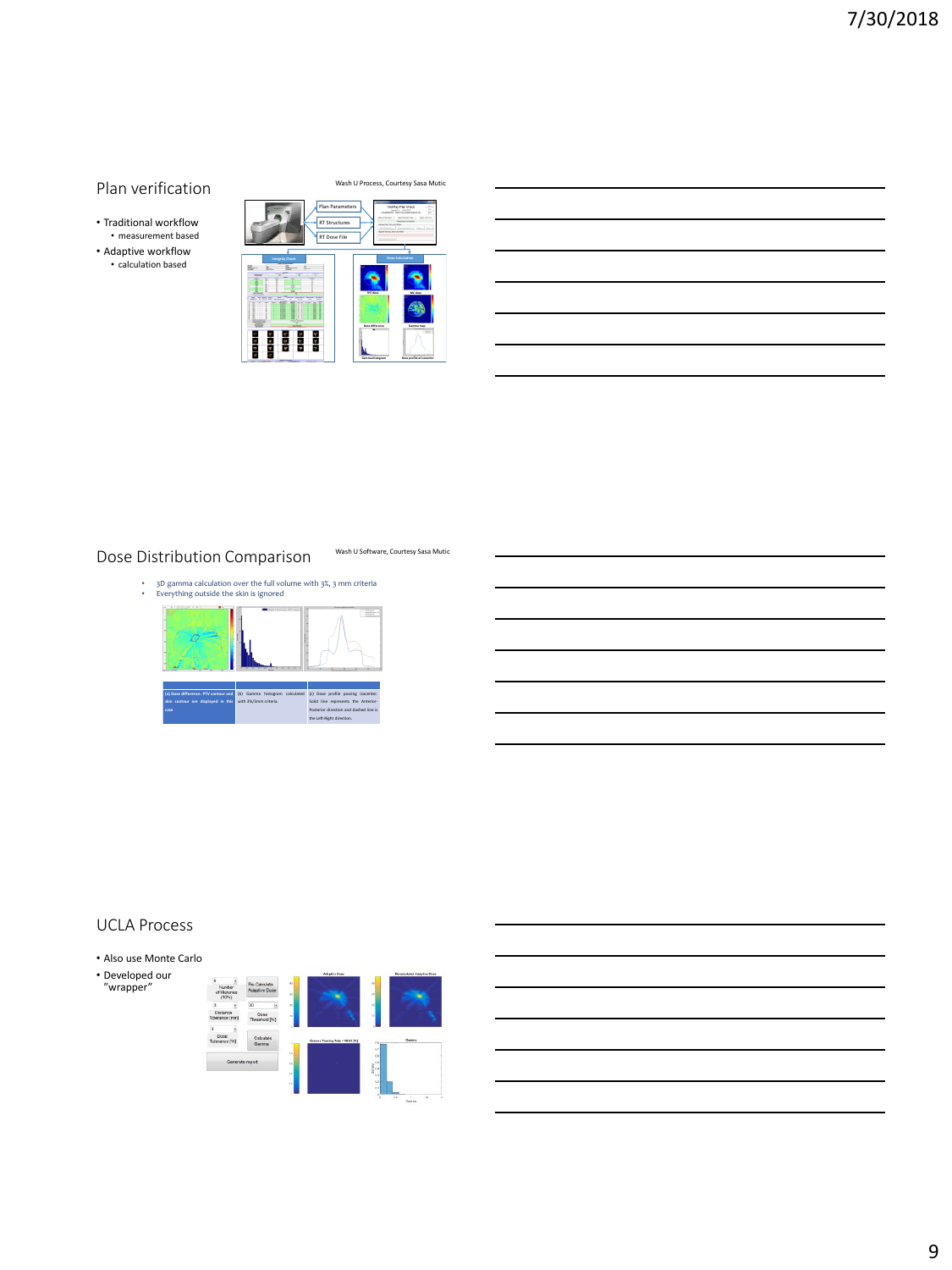## Plan verification

Wash U Process, Courtesy Sasa Mutic

- Traditional workflow
  - measurement based
- Adaptive workflow
  - calculation based

Plan Parameters

RT Structures

RT Dose File

## Dose Distribution Comparison

Wash U Software, Courtesy Sasa Mutic

- 3D gamma calculation over the full volume with 3%, 3 mm criteria
- Everything outside the skin is ignored

| (a) Dose difference. PTV contour and skin contour are displayed in this case | (b) Gamma histogram calculated with 3%/3mm criteria. | (c) Dose profile passing isocenter. Solid line represents the Anterior-Posterior direction and dashed line is the Left-Right direction. |
| --- | --- | --- |

## UCLA Process

- Also use Monte Carlo
- Developed our "wrapper"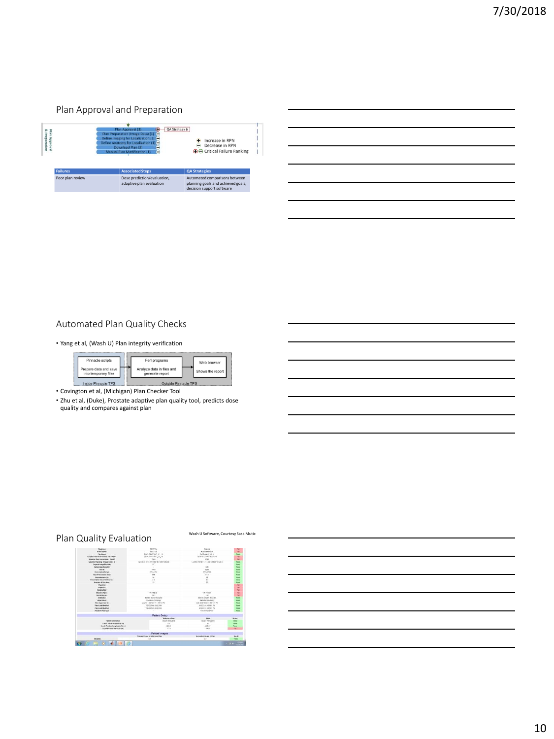## Plan Approval and Preparation

Plan Approval & Preparation

- Plan Approval (3) — QA Strategy 6
- Plan Preparation (Image Data) (1)
- Define Imaging for Localization (1)
- Define Anatomy for Localization (1)
- Download Plan (2)
- Manual Plan Modification (1)

+ Increase in RPN
− Decrease in RPN
⊕⊖ Critical Failure Ranking

| Failures | Associated Steps | QA Strategies |
|---|---|---|
| Poor plan review | Dose prediction/evaluation, adaptive plan evaluation | Automated comparisons between planning goals and achieved goals, decision support software |

## Automated Plan Quality Checks

- Yang et al, (Wash U) Plan integrity verification

Pinnacle scripts: Prepare data and save into temporary files (Inside Pinnacle TPS) → Perl programs: Analyze data in files and generate report → Web browser: Shows the report (Outside Pinnacle TPS)

- Covington et al, (Michigan) Plan Checker Tool
- Zhu et al, (Duke), Prostate adaptive plan quality tool, predicts dose quality and compares against plan

## Plan Quality Evaluation

Wash U Software, Courtesy Sasa Mutic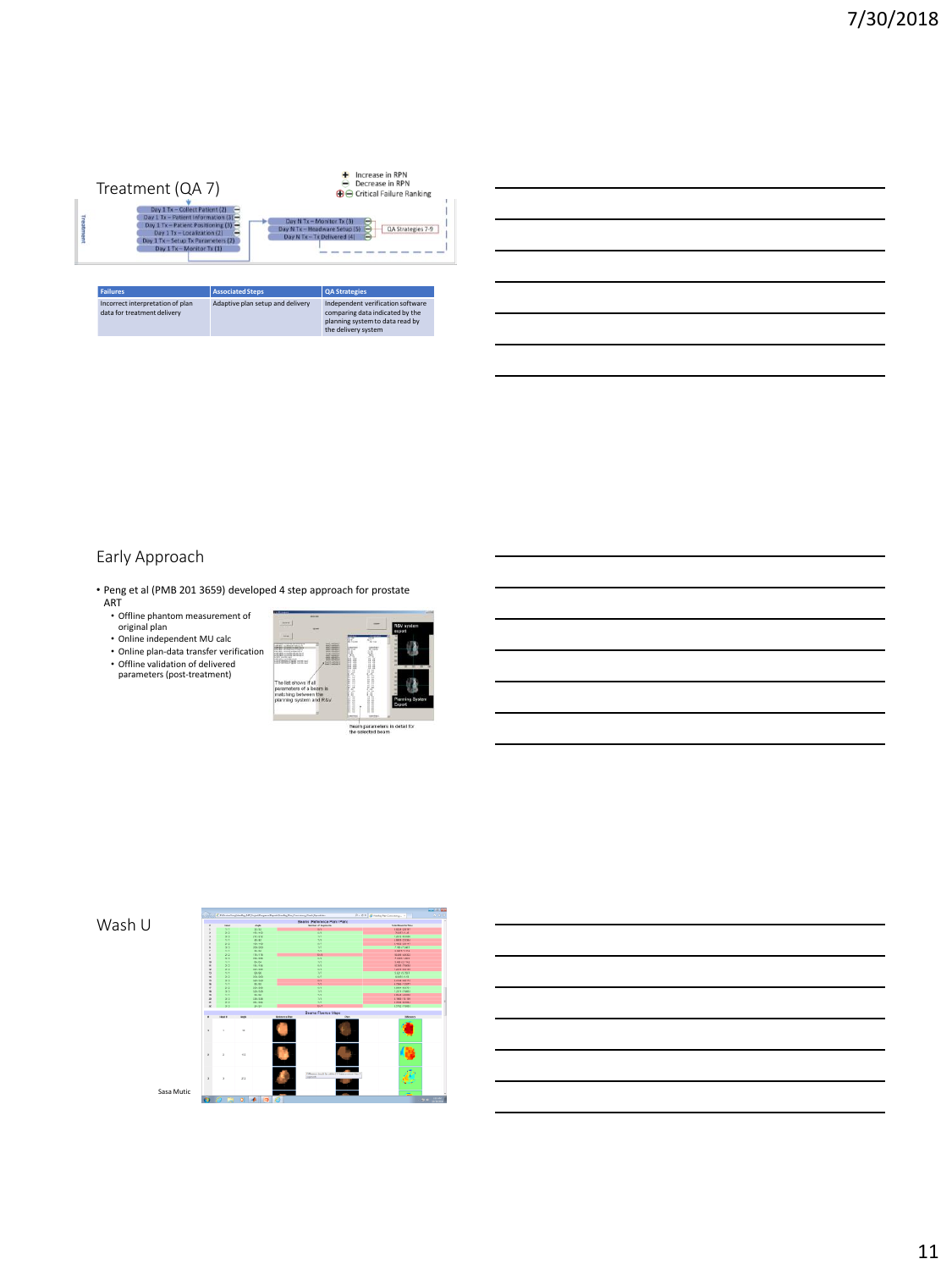## Treatment (QA 7)

+ Increase in RPN
− Decrease in RPN
⊕⊖ Critical Failure Ranking

Treatment

Day 1 Tx – Collect Patient (2)
Day 1 Tx – Patient Information (3)
Day 1 Tx – Patient Positioning (3)
Day 1 Tx – Localization (2)
Day 1 Tx – Setup Tx Parameters (2)
Day 1 Tx – Monitor Tx (1)

Day N Tx – Monitor Tx (3)
Day N Tx – Headware Setup (5)
Day N Tx – Tx Delivered (4)

QA Strategies 7-9

| Failures | Associated Steps | QA Strategies |
|---|---|---|
| Incorrect interpretation of plan data for treatment delivery | Adaptive plan setup and delivery | Independent verification software comparing data indicated by the planning system to data read by the delivery system |

## Early Approach

- Peng et al (PMB 201 3659) developed 4 step approach for prostate ART
  - Offline phantom measurement of original plan
  - Online independent MU calc
  - Online plan-data transfer verification
  - Offline validation of delivered parameters (post-treatment)

R&V system export

The list shows if all parameters of a beam is matching between the planning system and R&V

Planning System Export

Beam parameters in detail for the selected beam

## Wash U

Sasa Mutic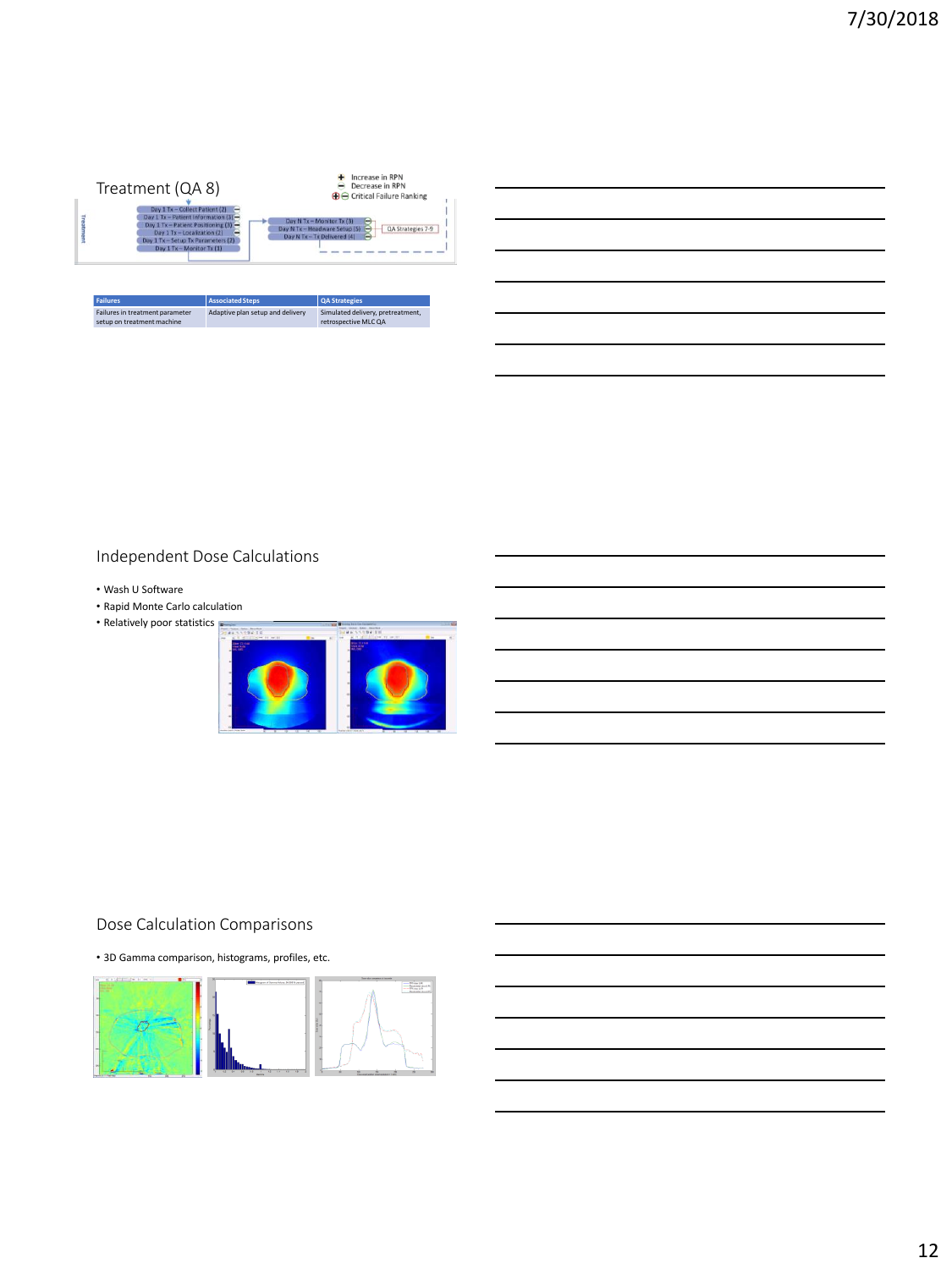## Treatment (QA 8)

Increase in RPN
Decrease in RPN
Critical Failure Ranking

Treatment

Day 1 Tx – Collect Patient (2)
Day 1 Tx – Patient Information (3)
Day 1 Tx – Patient Positioning (3)
Day 1 Tx – Localization (2)
Day 1 Tx – Setup Tx Parameters (2)
Day 1 Tx – Monitor Tx (1)

Day N Tx – Monitor Tx (3)
Day N Tx – Headware Setup (5)
Day N Tx – Tx Delivered (4)

QA Strategies 7-9

| Failures | Associated Steps | QA Strategies |
| --- | --- | --- |
| Failures in treatment parameter setup on treatment machine | Adaptive plan setup and delivery | Simulated delivery, pretreatment, retrospective MLC QA |

## Independent Dose Calculations

- Wash U Software
- Rapid Monte Carlo calculation
- Relatively poor statistics

## Dose Calculation Comparisons

- 3D Gamma comparison, histograms, profiles, etc.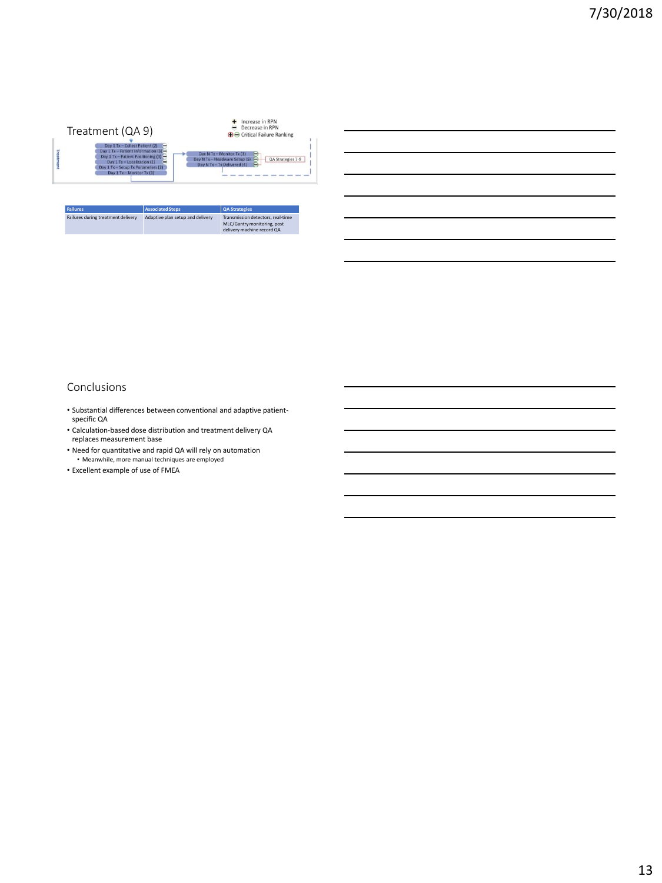## Treatment (QA 9)

Increase in RPN
Decrease in RPN
Critical Failure Ranking

Treatment

Day 1 Tx – Collect Patient (2)
Day 1 Tx – Patient Information (3)
Day 1 Tx – Patient Positioning (3)
Day 1 Tx – Localization (2)
Day 1 Tx – Setup Tx Parameters (2)
Day 1 Tx – Monitor Tx (1)

Day N Tx – Monitor Tx (3)
Day N Tx – Headware Setup (5)
Day N Tx – Tx Delivered (4)

QA Strategies 7-9

| Failures | Associated Steps | QA Strategies |
| --- | --- | --- |
| Failures during treatment delivery | Adaptive plan setup and delivery | Transmission detectors, real-time MLC/Gantry monitoring, post delivery machine record QA |

## Conclusions

- Substantial differences between conventional and adaptive patient-specific QA
- Calculation-based dose distribution and treatment delivery QA replaces measurement base
- Need for quantitative and rapid QA will rely on automation
  - Meanwhile, more manual techniques are employed
- Excellent example of use of FMEA